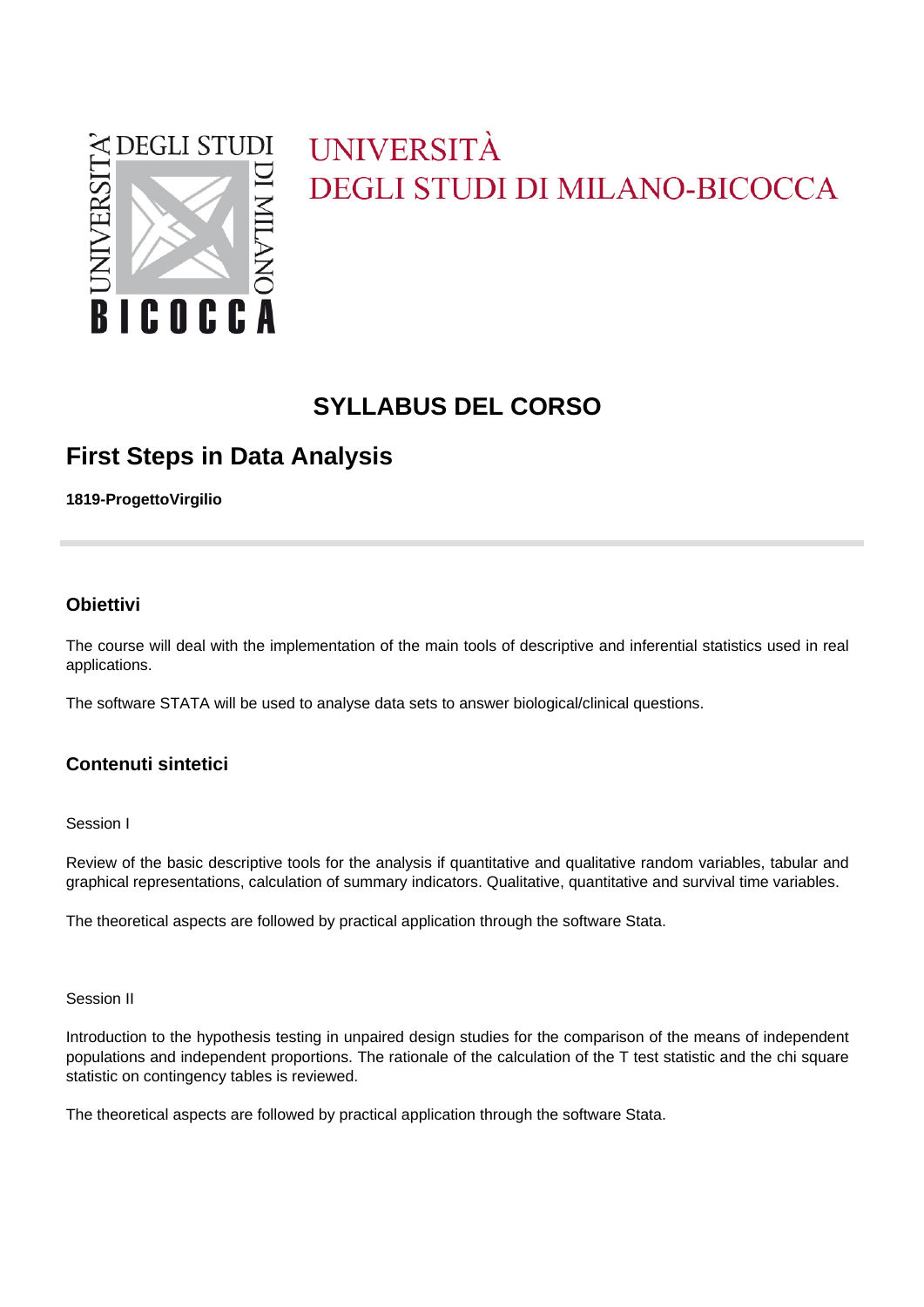UNIVERSITÀ
DEGLI STUDI DI MILANO-BICOCCA

# SYLLABUS DEL CORSO

## First Steps in Data Analysis

**1819-ProgettoVirgilio**

---

### Obiettivi

The course will deal with the implementation of the main tools of descriptive and inferential statistics used in real applications.

The software STATA will be used to analyse data sets to answer biological/clinical questions.

### Contenuti sintetici

Session I

Review of the basic descriptive tools for the analysis if quantitative and qualitative random variables, tabular and graphical representations, calculation of summary indicators. Qualitative, quantitative and survival time variables.

The theoretical aspects are followed by practical application through the software Stata.

Session II

Introduction to the hypothesis testing in unpaired design studies for the comparison of the means of independent populations and independent proportions. The rationale of the calculation of the T test statistic and the chi square statistic on contingency tables is reviewed.

The theoretical aspects are followed by practical application through the software Stata.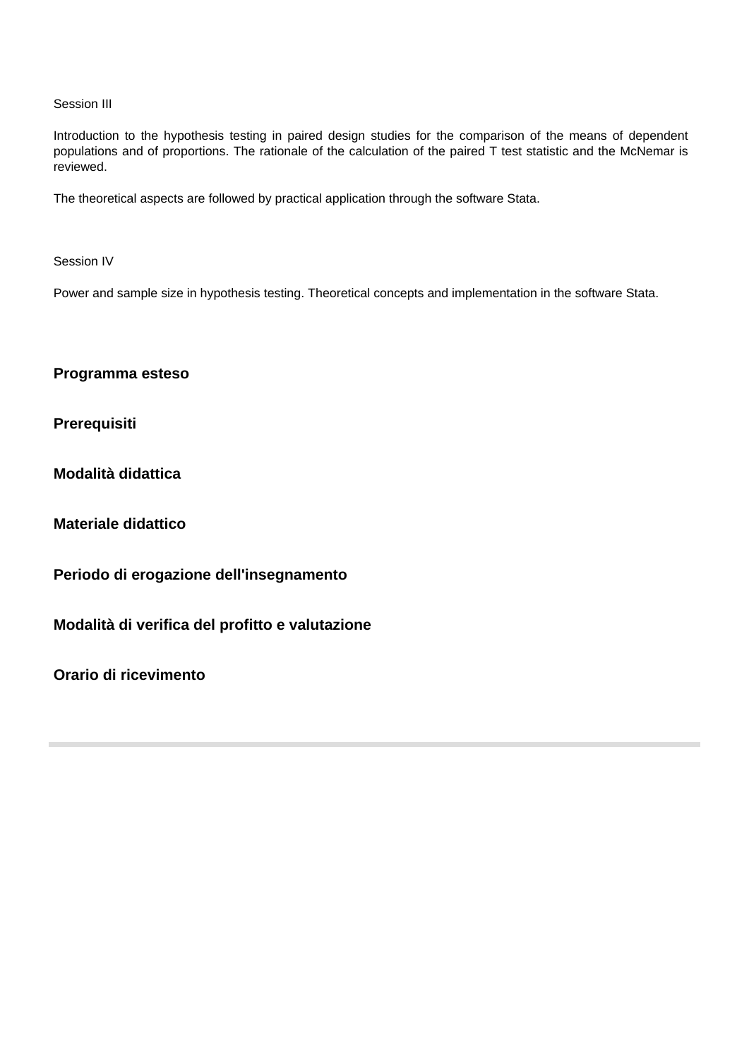Session III

Introduction to the hypothesis testing in paired design studies for the comparison of the means of dependent populations and of proportions. The rationale of the calculation of the paired T test statistic and the McNemar is reviewed.

The theoretical aspects are followed by practical application through the software Stata.

Session IV

Power and sample size in hypothesis testing. Theoretical concepts and implementation in the software Stata.

### Programma esteso

### Prerequisiti

### Modalità didattica

### Materiale didattico

### Periodo di erogazione dell'insegnamento

### Modalità di verifica del profitto e valutazione

### Orario di ricevimento